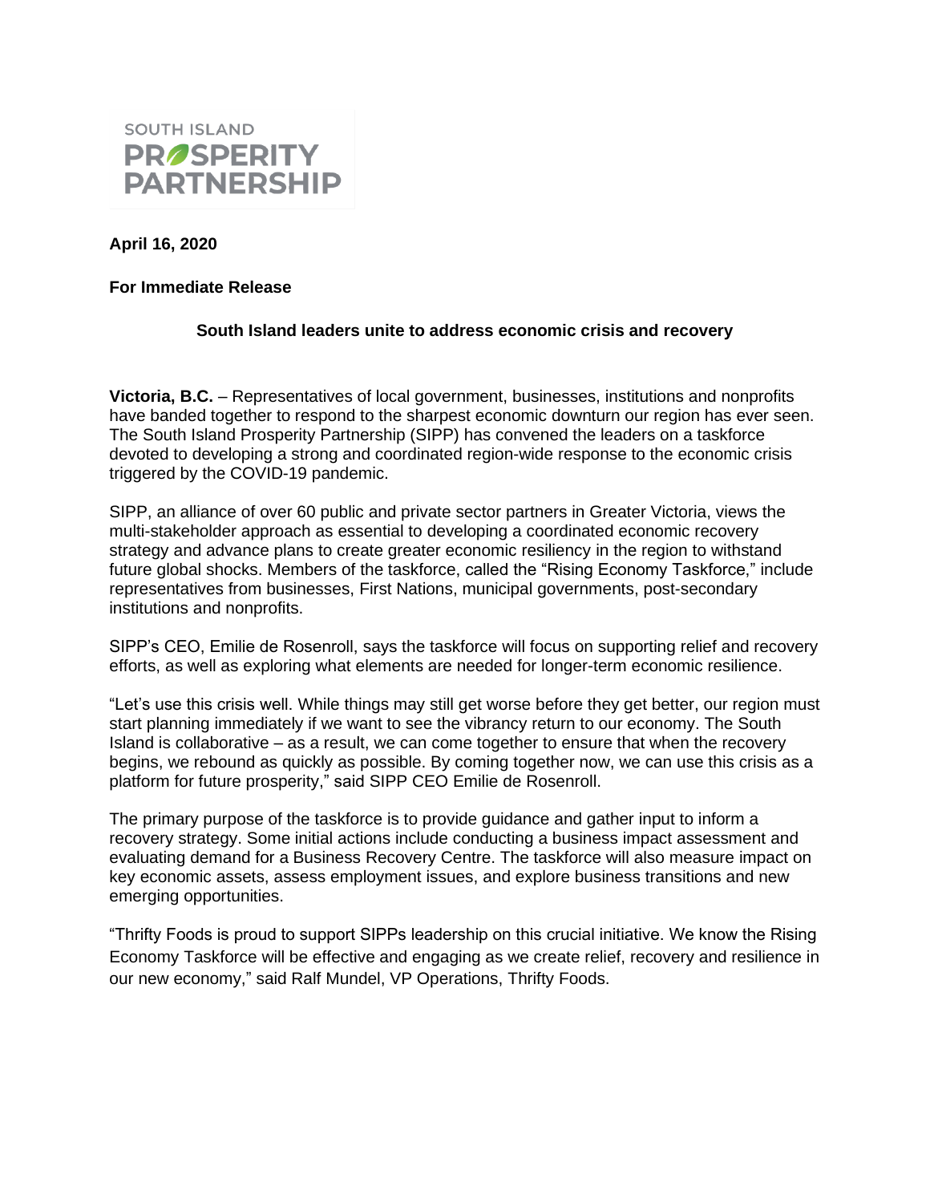SOUTH ISLAND
PROSPERITY
PARTNERSHIP

**April 16, 2020**

**For Immediate Release**

**South Island leaders unite to address economic crisis and recovery**

**Victoria, B.C.** – Representatives of local government, businesses, institutions and nonprofits have banded together to respond to the sharpest economic downturn our region has ever seen. The South Island Prosperity Partnership (SIPP) has convened the leaders on a taskforce devoted to developing a strong and coordinated region-wide response to the economic crisis triggered by the COVID-19 pandemic.

SIPP, an alliance of over 60 public and private sector partners in Greater Victoria, views the multi-stakeholder approach as essential to developing a coordinated economic recovery strategy and advance plans to create greater economic resiliency in the region to withstand future global shocks. Members of the taskforce, called the "Rising Economy Taskforce," include representatives from businesses, First Nations, municipal governments, post-secondary institutions and nonprofits.

SIPP's CEO, Emilie de Rosenroll, says the taskforce will focus on supporting relief and recovery efforts, as well as exploring what elements are needed for longer-term economic resilience.

"Let's use this crisis well. While things may still get worse before they get better, our region must start planning immediately if we want to see the vibrancy return to our economy. The South Island is collaborative – as a result, we can come together to ensure that when the recovery begins, we rebound as quickly as possible. By coming together now, we can use this crisis as a platform for future prosperity," said SIPP CEO Emilie de Rosenroll.

The primary purpose of the taskforce is to provide guidance and gather input to inform a recovery strategy. Some initial actions include conducting a business impact assessment and evaluating demand for a Business Recovery Centre. The taskforce will also measure impact on key economic assets, assess employment issues, and explore business transitions and new emerging opportunities.

"Thrifty Foods is proud to support SIPPs leadership on this crucial initiative. We know the Rising Economy Taskforce will be effective and engaging as we create relief, recovery and resilience in our new economy," said Ralf Mundel, VP Operations, Thrifty Foods.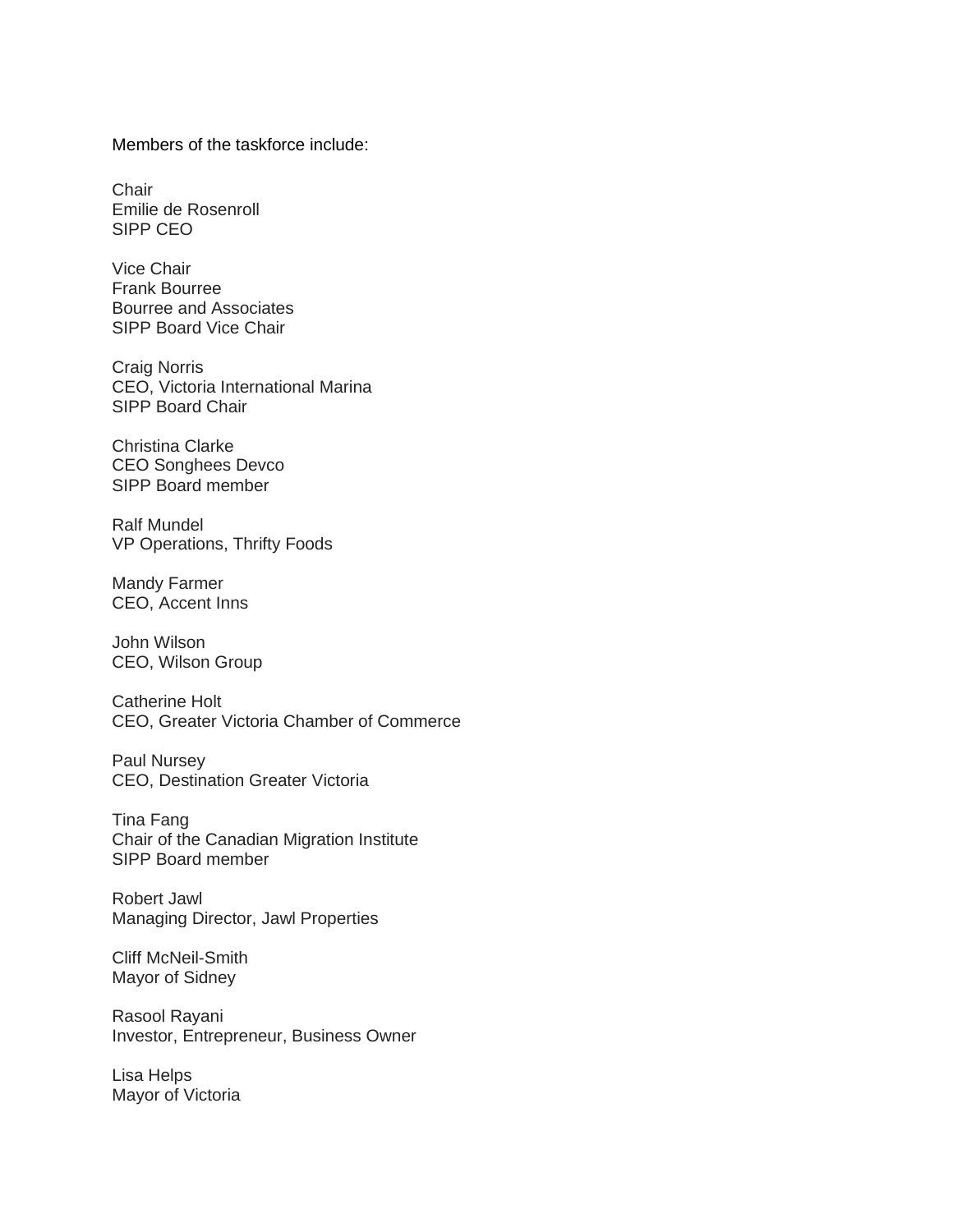Members of the taskforce include:

Chair
Emilie de Rosenroll
SIPP CEO

Vice Chair
Frank Bourree
Bourree and Associates
SIPP Board Vice Chair

Craig Norris
CEO, Victoria International Marina
SIPP Board Chair

Christina Clarke
CEO Songhees Devco
SIPP Board member

Ralf Mundel
VP Operations, Thrifty Foods

Mandy Farmer
CEO, Accent Inns

John Wilson
CEO, Wilson Group

Catherine Holt
CEO, Greater Victoria Chamber of Commerce

Paul Nursey
CEO, Destination Greater Victoria

Tina Fang
Chair of the Canadian Migration Institute
SIPP Board member

Robert Jawl
Managing Director, Jawl Properties

Cliff McNeil-Smith
Mayor of Sidney

Rasool Rayani
Investor, Entrepreneur, Business Owner

Lisa Helps
Mayor of Victoria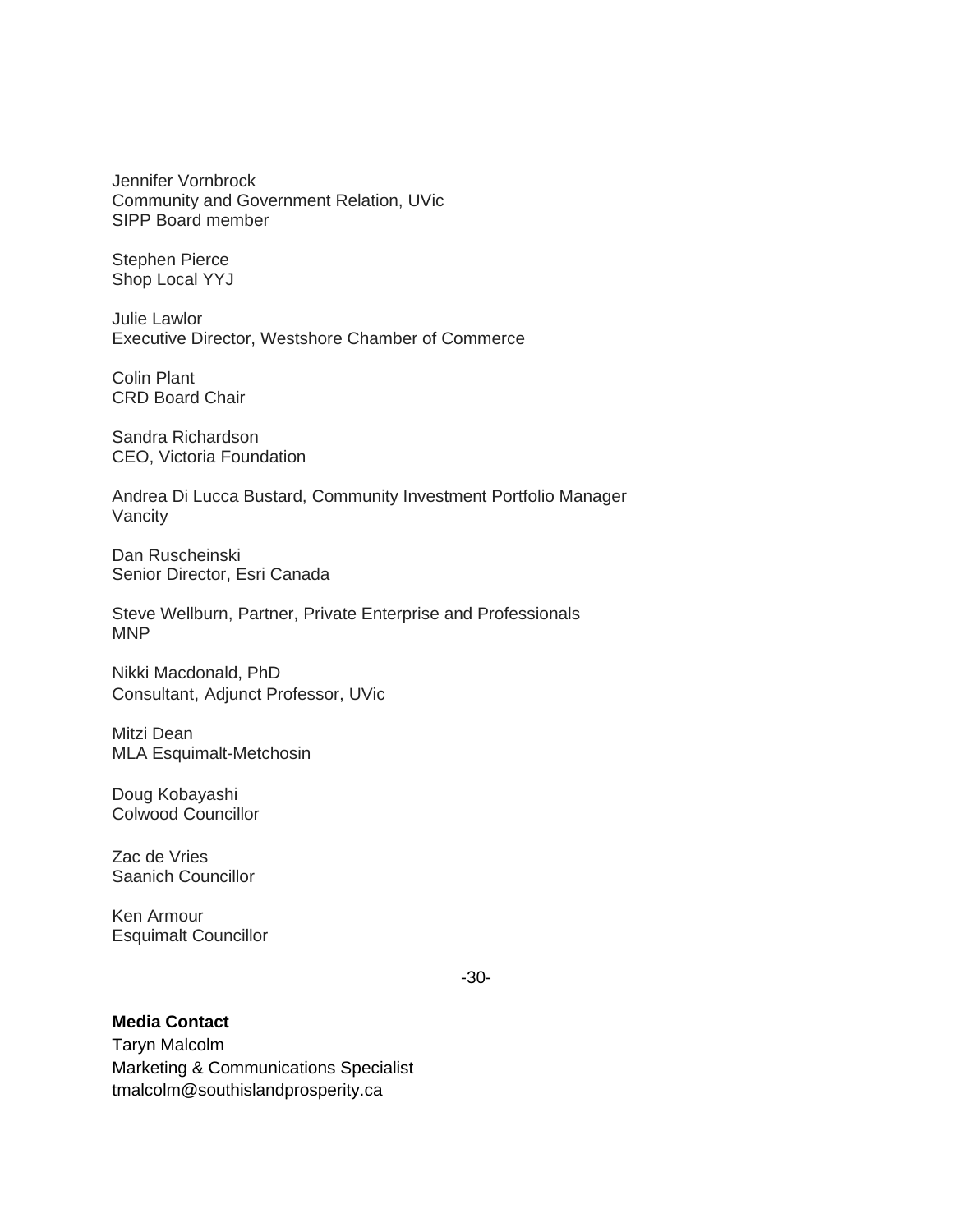Jennifer Vornbrock
Community and Government Relation, UVic
SIPP Board member

Stephen Pierce
Shop Local YYJ

Julie Lawlor
Executive Director, Westshore Chamber of Commerce

Colin Plant
CRD Board Chair

Sandra Richardson
CEO, Victoria Foundation

Andrea Di Lucca Bustard, Community Investment Portfolio Manager
Vancity

Dan Ruscheinski
Senior Director, Esri Canada

Steve Wellburn, Partner, Private Enterprise and Professionals
MNP

Nikki Macdonald, PhD
Consultant, Adjunct Professor, UVic

Mitzi Dean
MLA Esquimalt-Metchosin

Doug Kobayashi
Colwood Councillor

Zac de Vries
Saanich Councillor

Ken Armour
Esquimalt Councillor

-30-

**Media Contact**
Taryn Malcolm
Marketing & Communications Specialist
tmalcolm@southislandprosperity.ca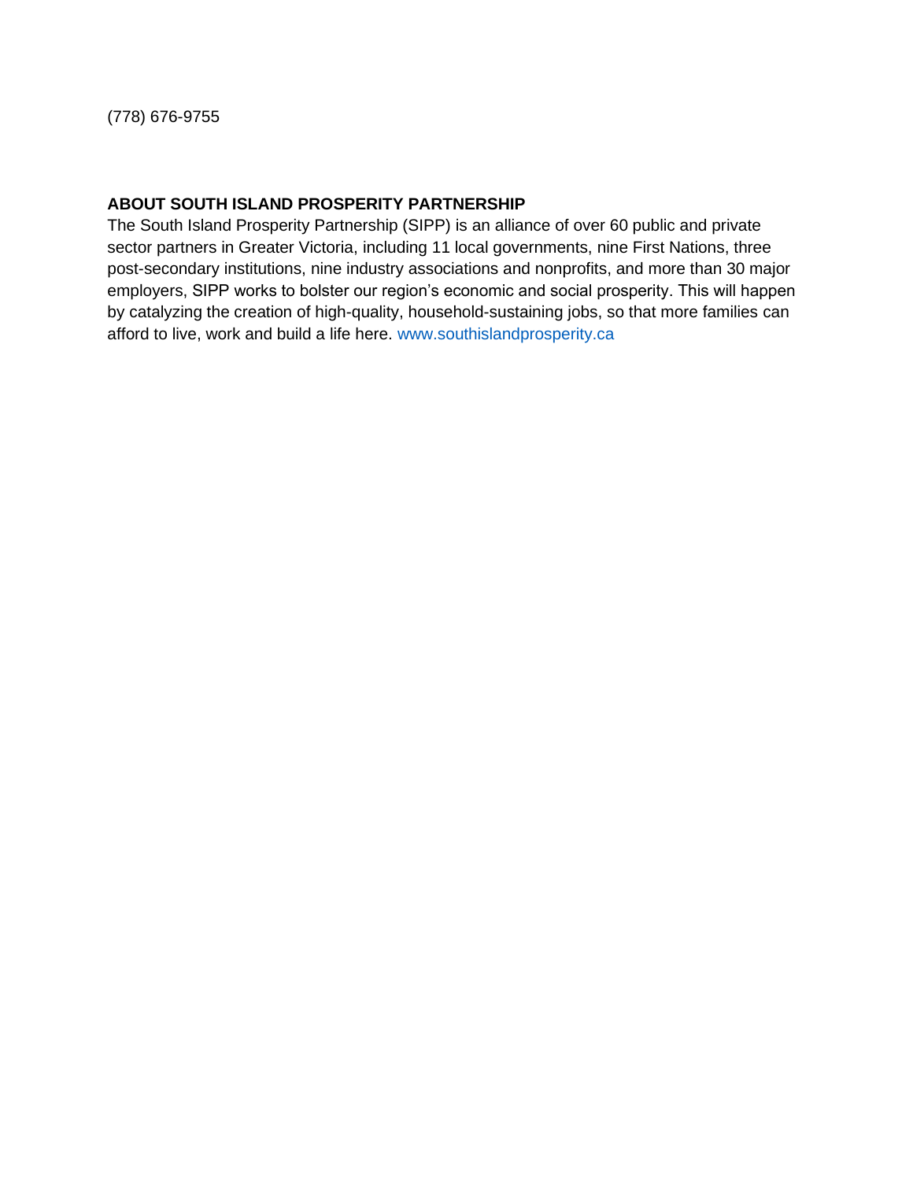(778) 676-9755

**ABOUT SOUTH ISLAND PROSPERITY PARTNERSHIP**

The South Island Prosperity Partnership (SIPP) is an alliance of over 60 public and private sector partners in Greater Victoria, including 11 local governments, nine First Nations, three post-secondary institutions, nine industry associations and nonprofits, and more than 30 major employers, SIPP works to bolster our region's economic and social prosperity. This will happen by catalyzing the creation of high-quality, household-sustaining jobs, so that more families can afford to live, work and build a life here. www.southislandprosperity.ca